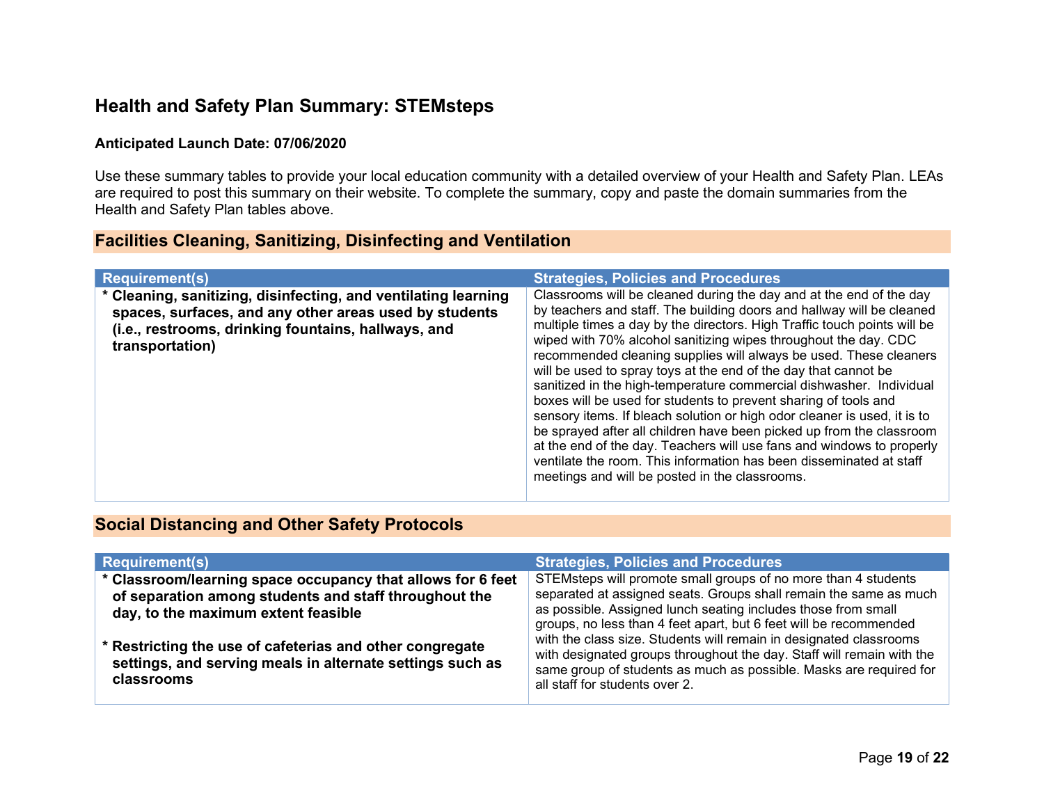## Health and Safety Plan Summary: STEMsteps

**Anticipated Launch Date: 07/06/2020**

Use these summary tables to provide your local education community with a detailed overview of your Health and Safety Plan. LEAs are required to post this summary on their website. To complete the summary, copy and paste the domain summaries from the Health and Safety Plan tables above.

### Facilities Cleaning, Sanitizing, Disinfecting and Ventilation

| Requirement(s) | Strategies, Policies and Procedures |
| --- | --- |
| **\* Cleaning, sanitizing, disinfecting, and ventilating learning spaces, surfaces, and any other areas used by students (i.e., restrooms, drinking fountains, hallways, and transportation)** | Classrooms will be cleaned during the day and at the end of the day by teachers and staff. The building doors and hallway will be cleaned multiple times a day by the directors. High Traffic touch points will be wiped with 70% alcohol sanitizing wipes throughout the day. CDC recommended cleaning supplies will always be used. These cleaners will be used to spray toys at the end of the day that cannot be sanitized in the high-temperature commercial dishwasher. Individual boxes will be used for students to prevent sharing of tools and sensory items. If bleach solution or high odor cleaner is used, it is to be sprayed after all children have been picked up from the classroom at the end of the day. Teachers will use fans and windows to properly ventilate the room. This information has been disseminated at staff meetings and will be posted in the classrooms. |

### Social Distancing and Other Safety Protocols

| Requirement(s) | Strategies, Policies and Procedures |
| --- | --- |
| **\* Classroom/learning space occupancy that allows for 6 feet of separation among students and staff throughout the day, to the maximum extent feasible**<br><br>**\* Restricting the use of cafeterias and other congregate settings, and serving meals in alternate settings such as classrooms** | STEMsteps will promote small groups of no more than 4 students separated at assigned seats. Groups shall remain the same as much as possible. Assigned lunch seating includes those from small groups, no less than 4 feet apart, but 6 feet will be recommended with the class size. Students will remain in designated classrooms with designated groups throughout the day. Staff will remain with the same group of students as much as possible. Masks are required for all staff for students over 2. |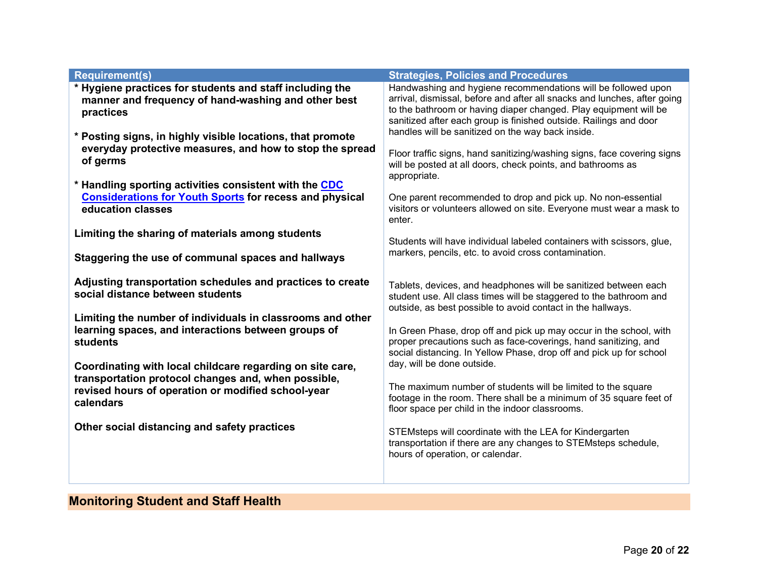| Requirement(s) | Strategies, Policies and Procedures |
|---|---|
| * **Hygiene practices for students and staff including the manner and frequency of hand-washing and other best practices**<br><br>* **Posting signs, in highly visible locations, that promote everyday protective measures, and how to stop the spread of germs**<br><br>* **Handling sporting activities consistent with the [CDC Considerations for Youth Sports](#) for recess and physical education classes**<br><br>**Limiting the sharing of materials among students**<br><br>**Staggering the use of communal spaces and hallways**<br><br>**Adjusting transportation schedules and practices to create social distance between students**<br><br>**Limiting the number of individuals in classrooms and other learning spaces, and interactions between groups of students**<br><br>**Coordinating with local childcare regarding on site care, transportation protocol changes and, when possible, revised hours of operation or modified school-year calendars**<br><br>**Other social distancing and safety practices** | Handwashing and hygiene recommendations will be followed upon arrival, dismissal, before and after all snacks and lunches, after going to the bathroom or having diaper changed. Play equipment will be sanitized after each group is finished outside. Railings and door handles will be sanitized on the way back inside.<br><br>Floor traffic signs, hand sanitizing/washing signs, face covering signs will be posted at all doors, check points, and bathrooms as appropriate.<br><br>One parent recommended to drop and pick up. No non-essential visitors or volunteers allowed on site. Everyone must wear a mask to enter.<br><br>Students will have individual labeled containers with scissors, glue, markers, pencils, etc. to avoid cross contamination.<br><br>Tablets, devices, and headphones will be sanitized between each student use. All class times will be staggered to the bathroom and outside, as best possible to avoid contact in the hallways.<br><br>In Green Phase, drop off and pick up may occur in the school, with proper precautions such as face-coverings, hand sanitizing, and social distancing. In Yellow Phase, drop off and pick up for school day, will be done outside.<br><br>The maximum number of students will be limited to the square footage in the room. There shall be a minimum of 35 square feet of floor space per child in the indoor classrooms.<br><br>STEMsteps will coordinate with the LEA for Kindergarten transportation if there are any changes to STEMsteps schedule, hours of operation, or calendar. |

## Monitoring Student and Staff Health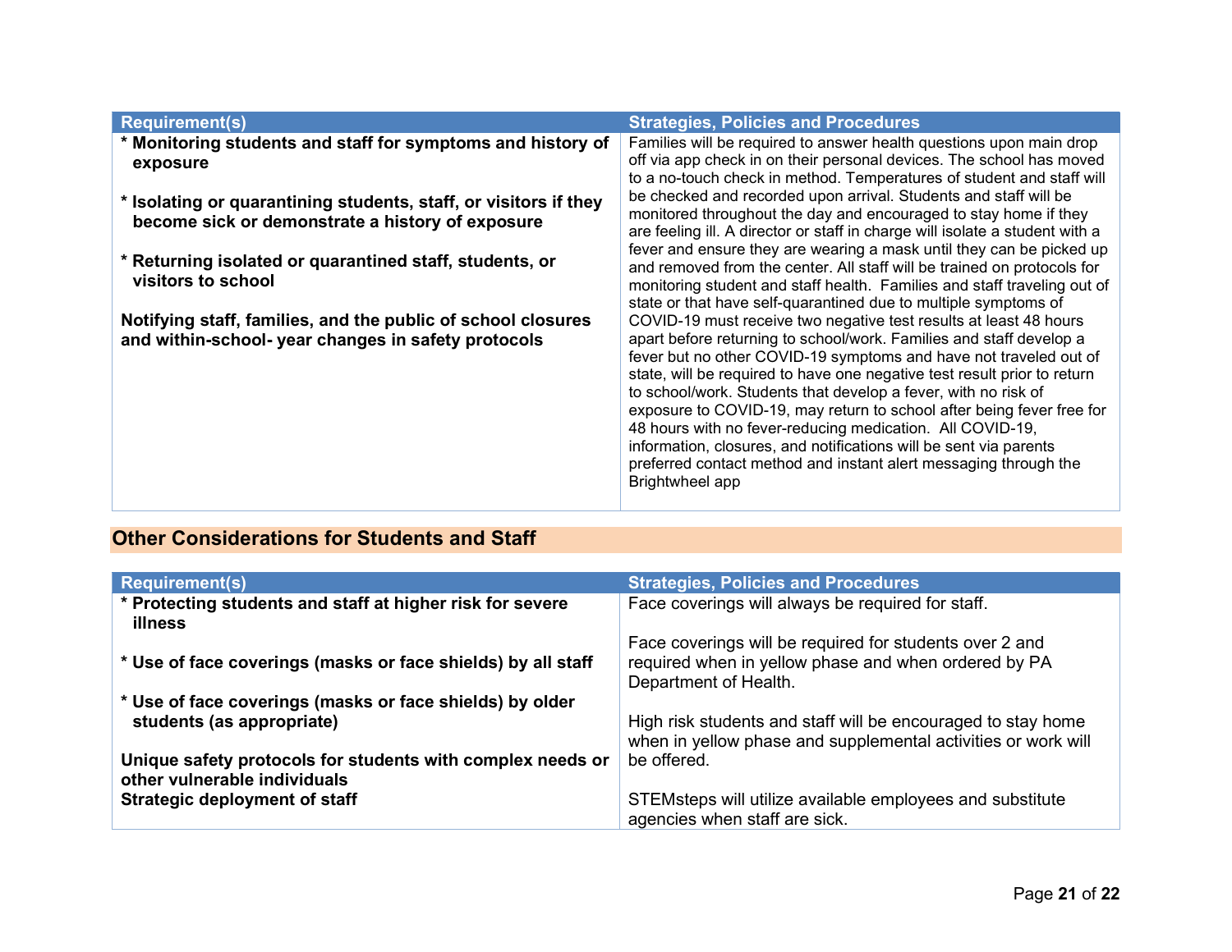| Requirement(s) | Strategies, Policies and Procedures |
| --- | --- |
| **\* Monitoring students and staff for symptoms and history of exposure**<br><br>**\* Isolating or quarantining students, staff, or visitors if they become sick or demonstrate a history of exposure**<br><br>**\* Returning isolated or quarantined staff, students, or visitors to school**<br><br>**Notifying staff, families, and the public of school closures and within-school- year changes in safety protocols** | Families will be required to answer health questions upon main drop off via app check in on their personal devices. The school has moved to a no-touch check in method. Temperatures of student and staff will be checked and recorded upon arrival. Students and staff will be monitored throughout the day and encouraged to stay home if they are feeling ill. A director or staff in charge will isolate a student with a fever and ensure they are wearing a mask until they can be picked up and removed from the center. All staff will be trained on protocols for monitoring student and staff health. Families and staff traveling out of state or that have self-quarantined due to multiple symptoms of COVID-19 must receive two negative test results at least 48 hours apart before returning to school/work. Families and staff develop a fever but no other COVID-19 symptoms and have not traveled out of state, will be required to have one negative test result prior to return to school/work. Students that develop a fever, with no risk of exposure to COVID-19, may return to school after being fever free for 48 hours with no fever-reducing medication. All COVID-19, information, closures, and notifications will be sent via parents preferred contact method and instant alert messaging through the Brightwheel app |

## Other Considerations for Students and Staff

| Requirement(s) | Strategies, Policies and Procedures |
| --- | --- |
| **\* Protecting students and staff at higher risk for severe illness**<br><br>**\* Use of face coverings (masks or face shields) by all staff**<br><br>**\* Use of face coverings (masks or face shields) by older students (as appropriate)**<br><br>**Unique safety protocols for students with complex needs or other vulnerable individuals**<br>**Strategic deployment of staff** | Face coverings will always be required for staff.<br><br>Face coverings will be required for students over 2 and required when in yellow phase and when ordered by PA Department of Health.<br><br>High risk students and staff will be encouraged to stay home when in yellow phase and supplemental activities or work will be offered.<br><br>STEMsteps will utilize available employees and substitute agencies when staff are sick. |